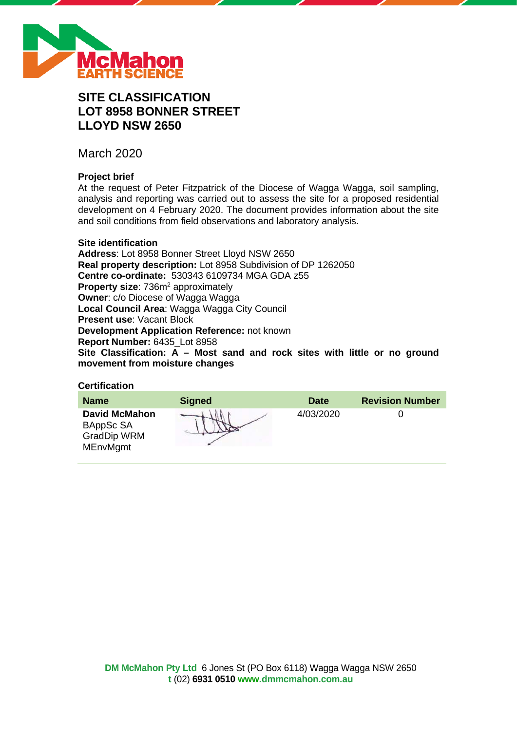# SITE CLASSIFICATION
# LOT 8958 BONNER STREET
# LLOYD NSW 2650

March 2020

### Project brief

At the request of Peter Fitzpatrick of the Diocese of Wagga Wagga, soil sampling, analysis and reporting was carried out to assess the site for a proposed residential development on 4 February 2020. The document provides information about the site and soil conditions from field observations and laboratory analysis.

### Site identification

**Address**: Lot 8958 Bonner Street Lloyd NSW 2650
**Real property description:** Lot 8958 Subdivision of DP 1262050
**Centre co-ordinate:** 530343 6109734 MGA GDA z55
**Property size**: 736m$^2$ approximately
**Owner**: c/o Diocese of Wagga Wagga
**Local Council Area**: Wagga Wagga City Council
**Present use**: Vacant Block
**Development Application Reference:** not known
**Report Number:** 6435_Lot 8958
**Site Classification: A – Most sand and rock sites with little or no ground movement from moisture changes**

### Certification

| Name | Signed | Date | Revision Number |
|---|---|---|---|
| **David McMahon** BAppSc SA GradDip WRM MEnvMgmt | | 4/03/2020 | 0 |

**DM McMahon Pty Ltd** 6 Jones St (PO Box 6118) Wagga Wagga NSW 2650
**t** (02) **6931 0510** **www.dmmcmahon.com.au**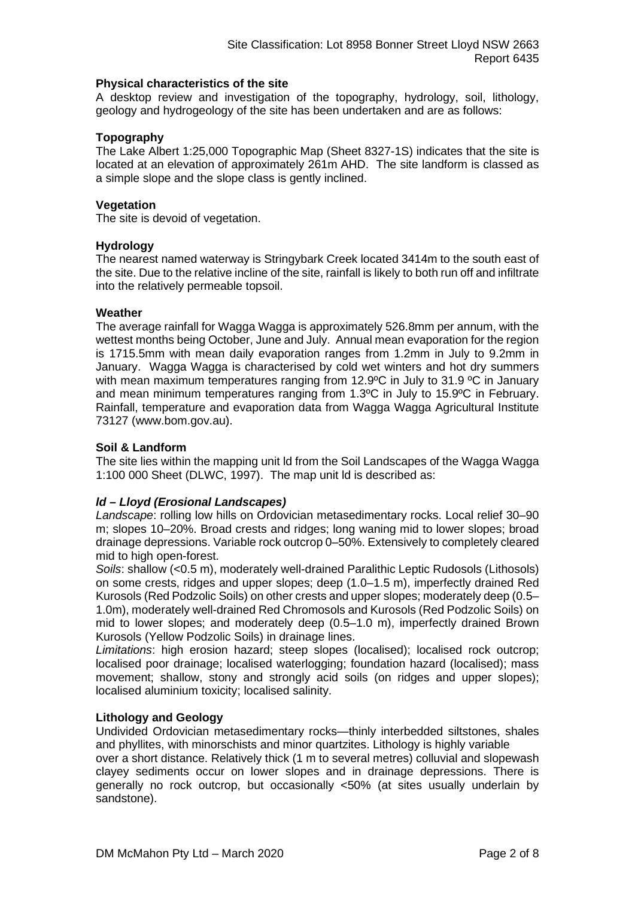**Physical characteristics of the site**

A desktop review and investigation of the topography, hydrology, soil, lithology, geology and hydrogeology of the site has been undertaken and are as follows:

**Topography**

The Lake Albert 1:25,000 Topographic Map (Sheet 8327-1S) indicates that the site is located at an elevation of approximately 261m AHD. The site landform is classed as a simple slope and the slope class is gently inclined.

**Vegetation**

The site is devoid of vegetation.

**Hydrology**

The nearest named waterway is Stringybark Creek located 3414m to the south east of the site. Due to the relative incline of the site, rainfall is likely to both run off and infiltrate into the relatively permeable topsoil.

**Weather**

The average rainfall for Wagga Wagga is approximately 526.8mm per annum, with the wettest months being October, June and July. Annual mean evaporation for the region is 1715.5mm with mean daily evaporation ranges from 1.2mm in July to 9.2mm in January. Wagga Wagga is characterised by cold wet winters and hot dry summers with mean maximum temperatures ranging from 12.9ºC in July to 31.9 ºC in January and mean minimum temperatures ranging from 1.3ºC in July to 15.9ºC in February. Rainfall, temperature and evaporation data from Wagga Wagga Agricultural Institute 73127 (www.bom.gov.au).

**Soil & Landform**

The site lies within the mapping unit ld from the Soil Landscapes of the Wagga Wagga 1:100 000 Sheet (DLWC, 1997). The map unit ld is described as:

***ld – Lloyd (Erosional Landscapes)***

*Landscape*: rolling low hills on Ordovician metasedimentary rocks. Local relief 30–90 m; slopes 10–20%. Broad crests and ridges; long waning mid to lower slopes; broad drainage depressions. Variable rock outcrop 0–50%. Extensively to completely cleared mid to high open-forest.

*Soils*: shallow (<0.5 m), moderately well-drained Paralithic Leptic Rudosols (Lithosols) on some crests, ridges and upper slopes; deep (1.0–1.5 m), imperfectly drained Red Kurosols (Red Podzolic Soils) on other crests and upper slopes; moderately deep (0.5–1.0m), moderately well-drained Red Chromosols and Kurosols (Red Podzolic Soils) on mid to lower slopes; and moderately deep (0.5–1.0 m), imperfectly drained Brown Kurosols (Yellow Podzolic Soils) in drainage lines.

*Limitations*: high erosion hazard; steep slopes (localised); localised rock outcrop; localised poor drainage; localised waterlogging; foundation hazard (localised); mass movement; shallow, stony and strongly acid soils (on ridges and upper slopes); localised aluminium toxicity; localised salinity.

**Lithology and Geology**

Undivided Ordovician metasedimentary rocks—thinly interbedded siltstones, shales and phyllites, with minorschists and minor quartzites. Lithology is highly variable over a short distance. Relatively thick (1 m to several metres) colluvial and slopewash clayey sediments occur on lower slopes and in drainage depressions. There is generally no rock outcrop, but occasionally <50% (at sites usually underlain by sandstone).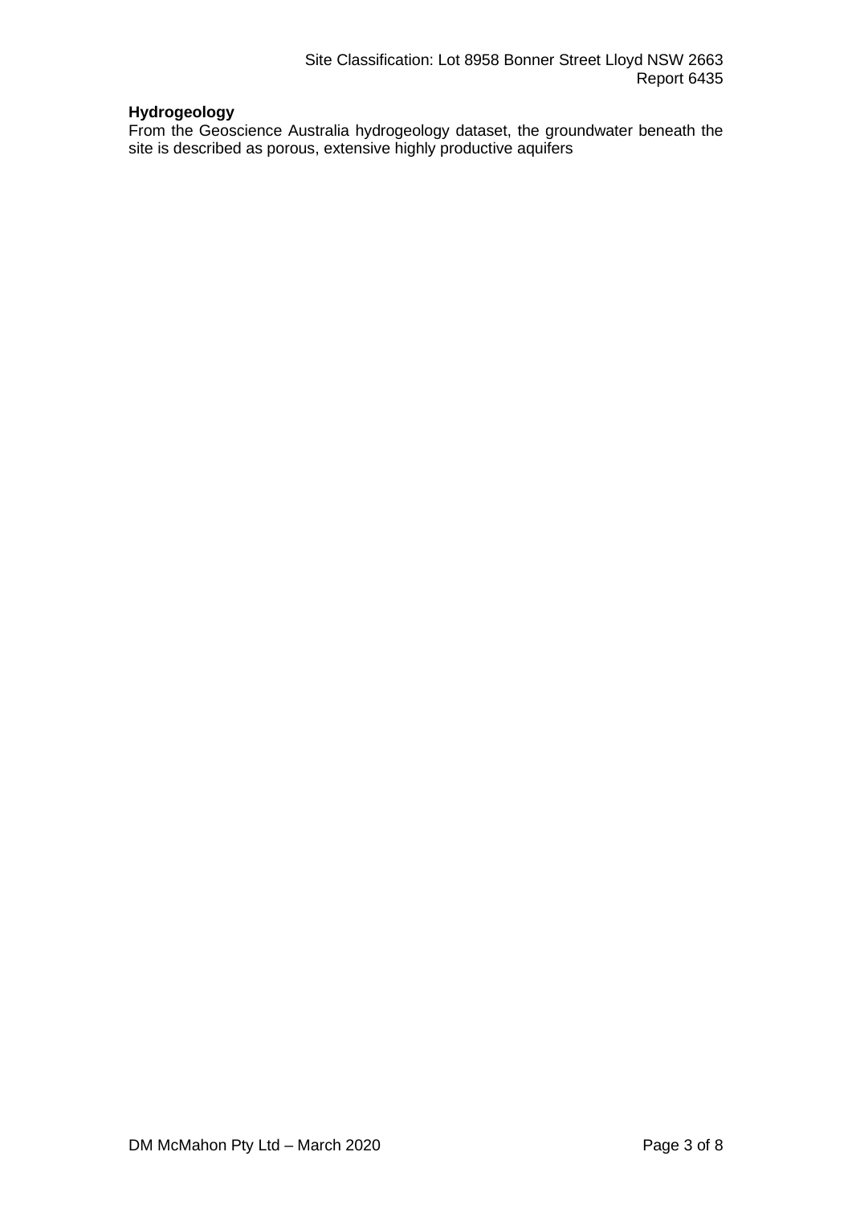### Hydrogeology

From the Geoscience Australia hydrogeology dataset, the groundwater beneath the site is described as porous, extensive highly productive aquifers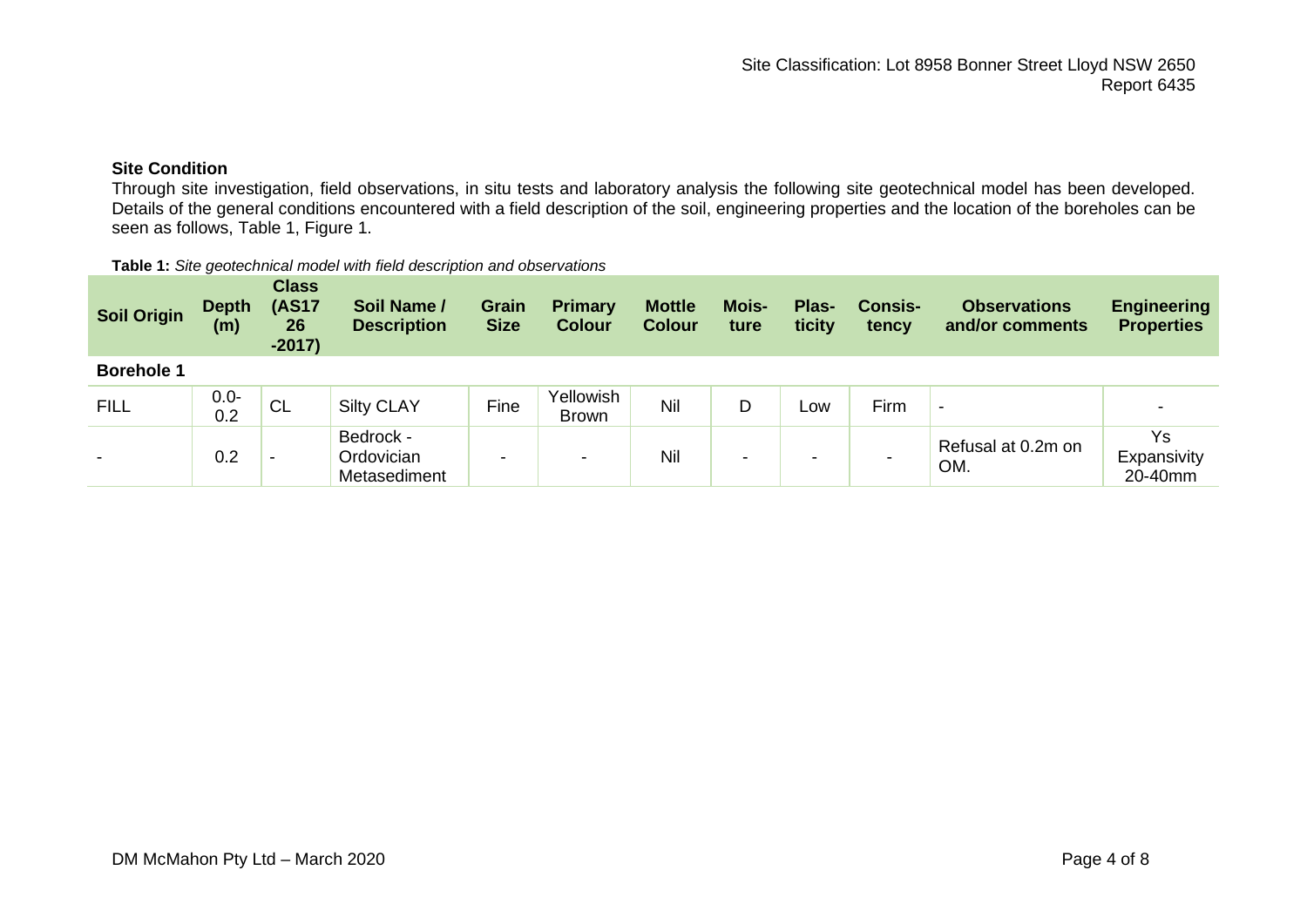### Site Condition

Through site investigation, field observations, in situ tests and laboratory analysis the following site geotechnical model has been developed. Details of the general conditions encountered with a field description of the soil, engineering properties and the location of the boreholes can be seen as follows, Table 1, Figure 1.

**Table 1:** *Site geotechnical model with field description and observations*

| Soil Origin | Depth (m) | Class (AS1726-2017) | Soil Name / Description | Grain Size | Primary Colour | Mottle Colour | Moisture | Plasticity | Consistency | Observations and/or comments | Engineering Properties |
|---|---|---|---|---|---|---|---|---|---|---|---|
| **Borehole 1** | | | | | | | | | | | |
| FILL | 0.0-0.2 | CL | Silty CLAY | Fine | Yellowish Brown | Nil | D | Low | Firm | - | - |
| - | 0.2 | - | Bedrock - Ordovician Metasediment | - | - | Nil | - | - | - | Refusal at 0.2m on OM. | Ys Expansivity 20-40mm |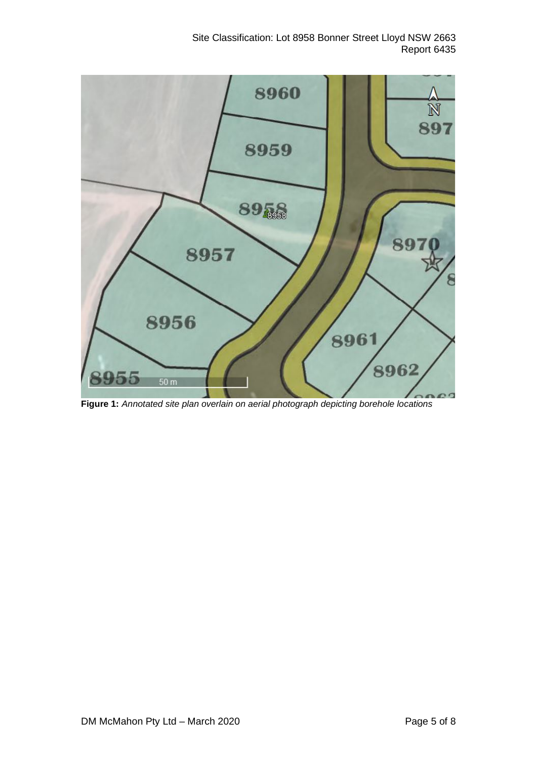8960

N

897

8959

8958

8958

8970

8957

8956

8961

8962

8955

50 m

**Figure 1:** *Annotated site plan overlain on aerial photograph depicting borehole locations*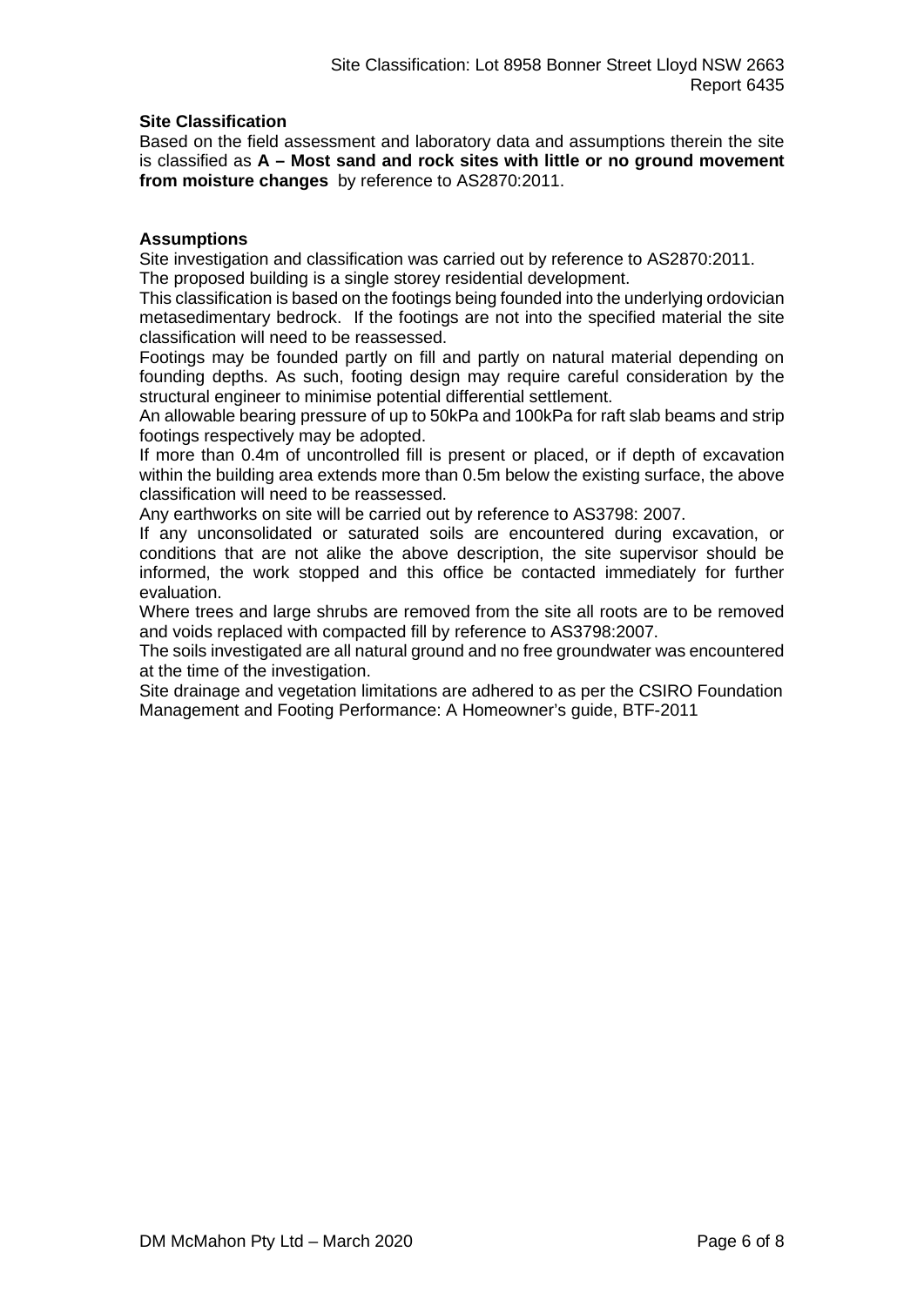### Site Classification

Based on the field assessment and laboratory data and assumptions therein the site is classified as **A – Most sand and rock sites with little or no ground movement from moisture changes** by reference to AS2870:2011.

### Assumptions

Site investigation and classification was carried out by reference to AS2870:2011.

The proposed building is a single storey residential development.

This classification is based on the footings being founded into the underlying ordovician metasedimentary bedrock. If the footings are not into the specified material the site classification will need to be reassessed.

Footings may be founded partly on fill and partly on natural material depending on founding depths. As such, footing design may require careful consideration by the structural engineer to minimise potential differential settlement.

An allowable bearing pressure of up to 50kPa and 100kPa for raft slab beams and strip footings respectively may be adopted.

If more than 0.4m of uncontrolled fill is present or placed, or if depth of excavation within the building area extends more than 0.5m below the existing surface, the above classification will need to be reassessed.

Any earthworks on site will be carried out by reference to AS3798: 2007.

If any unconsolidated or saturated soils are encountered during excavation, or conditions that are not alike the above description, the site supervisor should be informed, the work stopped and this office be contacted immediately for further evaluation.

Where trees and large shrubs are removed from the site all roots are to be removed and voids replaced with compacted fill by reference to AS3798:2007.

The soils investigated are all natural ground and no free groundwater was encountered at the time of the investigation.

Site drainage and vegetation limitations are adhered to as per the CSIRO Foundation Management and Footing Performance: A Homeowner's guide, BTF-2011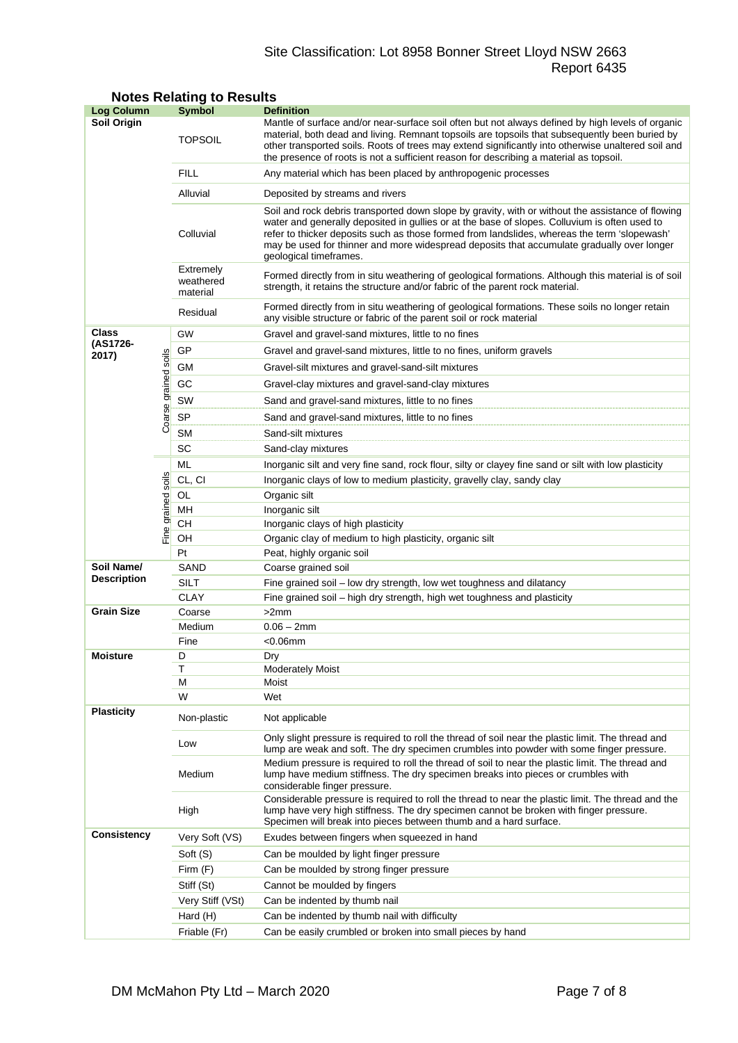## Notes Relating to Results

| Log Column | | Symbol | Definition |
|---|---|---|---|
| **Soil Origin** | | TOPSOIL | Mantle of surface and/or near-surface soil often but not always defined by high levels of organic material, both dead and living. Remnant topsoils are topsoils that subsequently been buried by other transported soils. Roots of trees may extend significantly into otherwise unaltered soil and the presence of roots is not a sufficient reason for describing a material as topsoil. |
| | | FILL | Any material which has been placed by anthropogenic processes |
| | | Alluvial | Deposited by streams and rivers |
| | | Colluvial | Soil and rock debris transported down slope by gravity, with or without the assistance of flowing water and generally deposited in gullies or at the base of slopes. Colluvium is often used to refer to thicker deposits such as those formed from landslides, whereas the term 'slopewash' may be used for thinner and more widespread deposits that accumulate gradually over longer geological timeframes. |
| | | Extremely weathered material | Formed directly from in situ weathering of geological formations. Although this material is of soil strength, it retains the structure and/or fabric of the parent rock material. |
| | | Residual | Formed directly from in situ weathering of geological formations. These soils no longer retain any visible structure or fabric of the parent soil or rock material |
| **Class (AS1726-2017)** | Coarse grained soils | GW | Gravel and gravel-sand mixtures, little to no fines |
| | | GP | Gravel and gravel-sand mixtures, little to no fines, uniform gravels |
| | | GM | Gravel-silt mixtures and gravel-sand-silt mixtures |
| | | GC | Gravel-clay mixtures and gravel-sand-clay mixtures |
| | | SW | Sand and gravel-sand mixtures, little to no fines |
| | | SP | Sand and gravel-sand mixtures, little to no fines |
| | | SM | Sand-silt mixtures |
| | | SC | Sand-clay mixtures |
| | Fine grained soils | ML | Inorganic silt and very fine sand, rock flour, silty or clayey fine sand or silt with low plasticity |
| | | CL, CI | Inorganic clays of low to medium plasticity, gravelly clay, sandy clay |
| | | OL | Organic silt |
| | | MH | Inorganic silt |
| | | CH | Inorganic clays of high plasticity |
| | | OH | Organic clay of medium to high plasticity, organic silt |
| | | Pt | Peat, highly organic soil |
| **Soil Name/ Description** | | SAND | Coarse grained soil |
| | | SILT | Fine grained soil – low dry strength, low wet toughness and dilatancy |
| | | CLAY | Fine grained soil – high dry strength, high wet toughness and plasticity |
| **Grain Size** | | Coarse | >2mm |
| | | Medium | 0.06 – 2mm |
| | | Fine | <0.06mm |
| **Moisture** | | D | Dry |
| | | T | Moderately Moist |
| | | M | Moist |
| | | W | Wet |
| **Plasticity** | | Non-plastic | Not applicable |
| | | Low | Only slight pressure is required to roll the thread of soil near the plastic limit. The thread and lump are weak and soft. The dry specimen crumbles into powder with some finger pressure. |
| | | Medium | Medium pressure is required to roll the thread of soil to near the plastic limit. The thread and lump have medium stiffness. The dry specimen breaks into pieces or crumbles with considerable finger pressure. |
| | | High | Considerable pressure is required to roll the thread to near the plastic limit. The thread and the lump have very high stiffness. The dry specimen cannot be broken with finger pressure. Specimen will break into pieces between thumb and a hard surface. |
| **Consistency** | | Very Soft (VS) | Exudes between fingers when squeezed in hand |
| | | Soft (S) | Can be moulded by light finger pressure |
| | | Firm (F) | Can be moulded by strong finger pressure |
| | | Stiff (St) | Cannot be moulded by fingers |
| | | Very Stiff (VSt) | Can be indented by thumb nail |
| | | Hard (H) | Can be indented by thumb nail with difficulty |
| | | Friable (Fr) | Can be easily crumbled or broken into small pieces by hand |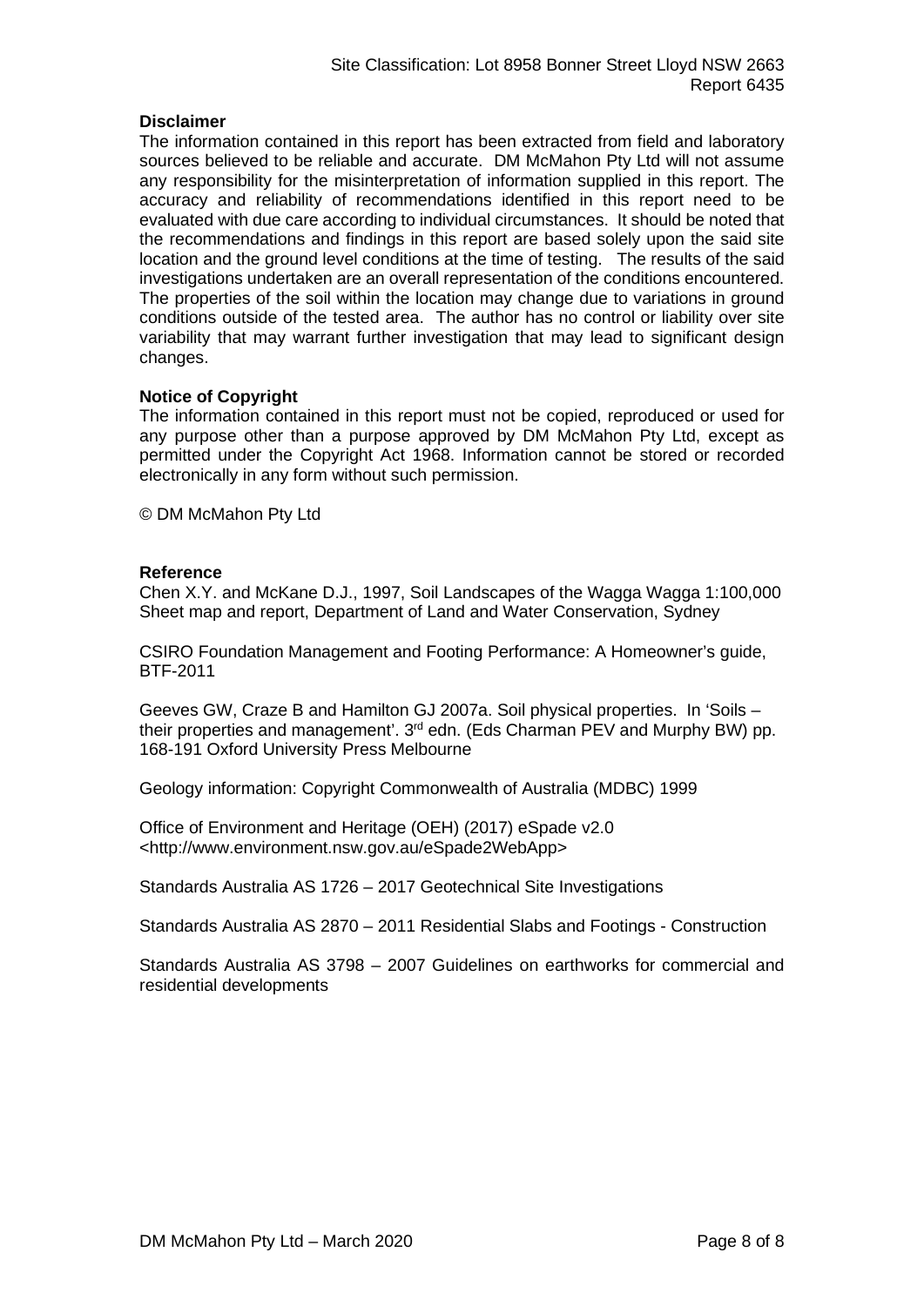**Disclaimer**

The information contained in this report has been extracted from field and laboratory sources believed to be reliable and accurate. DM McMahon Pty Ltd will not assume any responsibility for the misinterpretation of information supplied in this report. The accuracy and reliability of recommendations identified in this report need to be evaluated with due care according to individual circumstances. It should be noted that the recommendations and findings in this report are based solely upon the said site location and the ground level conditions at the time of testing. The results of the said investigations undertaken are an overall representation of the conditions encountered. The properties of the soil within the location may change due to variations in ground conditions outside of the tested area. The author has no control or liability over site variability that may warrant further investigation that may lead to significant design changes.

**Notice of Copyright**

The information contained in this report must not be copied, reproduced or used for any purpose other than a purpose approved by DM McMahon Pty Ltd, except as permitted under the Copyright Act 1968. Information cannot be stored or recorded electronically in any form without such permission.

© DM McMahon Pty Ltd

**Reference**

Chen X.Y. and McKane D.J., 1997, Soil Landscapes of the Wagga Wagga 1:100,000 Sheet map and report, Department of Land and Water Conservation, Sydney

CSIRO Foundation Management and Footing Performance: A Homeowner's guide, BTF-2011

Geeves GW, Craze B and Hamilton GJ 2007a. Soil physical properties. In 'Soils – their properties and management'. 3rd edn. (Eds Charman PEV and Murphy BW) pp. 168-191 Oxford University Press Melbourne

Geology information: Copyright Commonwealth of Australia (MDBC) 1999

Office of Environment and Heritage (OEH) (2017) eSpade v2.0 <http://www.environment.nsw.gov.au/eSpade2WebApp>

Standards Australia AS 1726 – 2017 Geotechnical Site Investigations

Standards Australia AS 2870 – 2011 Residential Slabs and Footings - Construction

Standards Australia AS 3798 – 2007 Guidelines on earthworks for commercial and residential developments